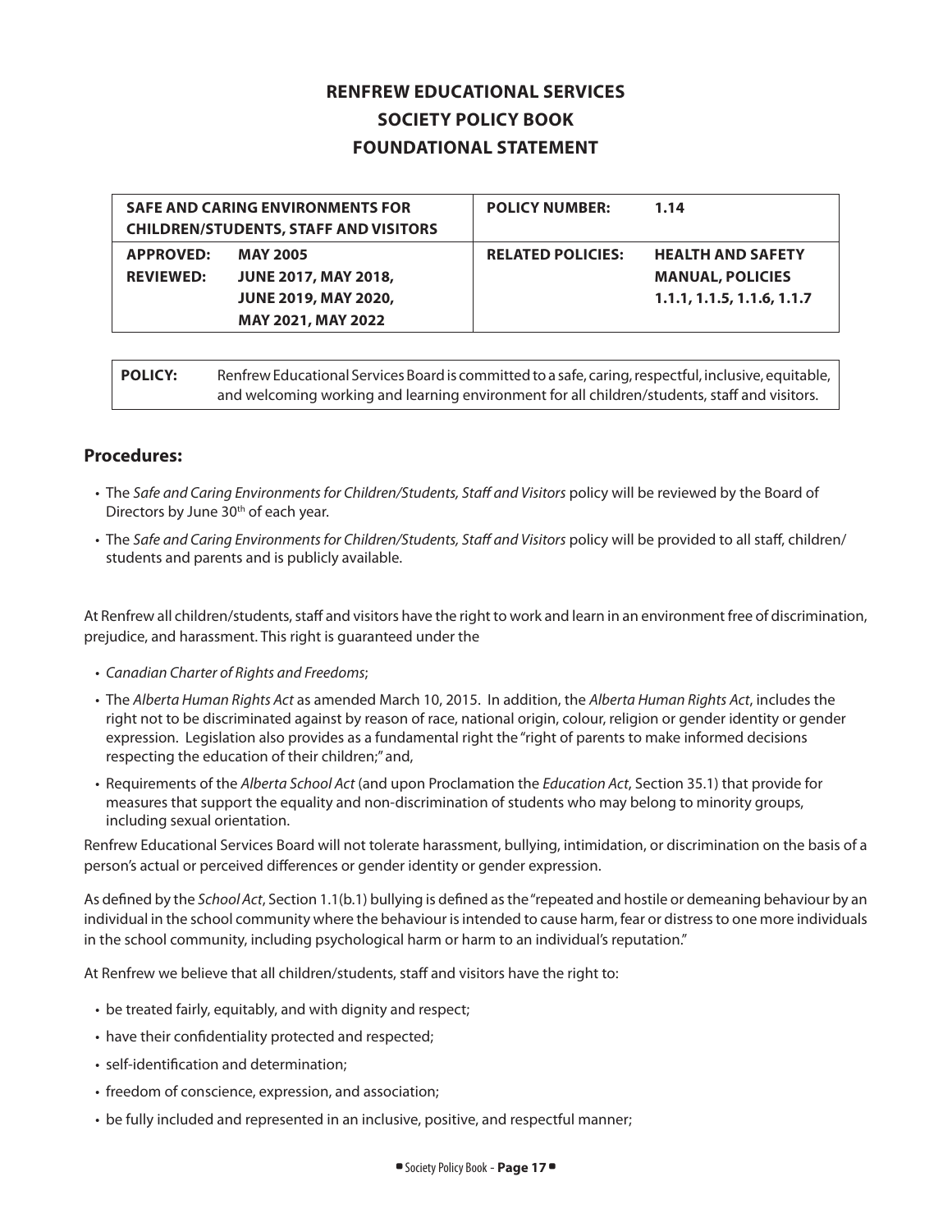# RENFREW EDUCATIONAL SERVICES
# SOCIETY POLICY BOOK
# FOUNDATIONAL STATEMENT

| SAFE AND CARING ENVIRONMENTS FOR CHILDREN/STUDENTS, STAFF AND VISITORS | | POLICY NUMBER: | 1.14 |
|---|---|---|---|
| **APPROVED:** | **MAY 2005** | **RELATED POLICIES:** | **HEALTH AND SAFETY MANUAL, POLICIES 1.1.1, 1.1.5, 1.1.6, 1.1.7** |
| **REVIEWED:** | **JUNE 2017, MAY 2018, JUNE 2019, MAY 2020, MAY 2021, MAY 2022** | | |

| POLICY: | Renfrew Educational Services Board is committed to a safe, caring, respectful, inclusive, equitable, and welcoming working and learning environment for all children/students, staff and visitors. |
|---|---|

## Procedures:

- The *Safe and Caring Environments for Children/Students, Staff and Visitors* policy will be reviewed by the Board of Directors by June 30th of each year.
- The *Safe and Caring Environments for Children/Students, Staff and Visitors* policy will be provided to all staff, children/students and parents and is publicly available.

At Renfrew all children/students, staff and visitors have the right to work and learn in an environment free of discrimination, prejudice, and harassment. This right is guaranteed under the

- *Canadian Charter of Rights and Freedoms*;
- The *Alberta Human Rights Act* as amended March 10, 2015. In addition, the *Alberta Human Rights Act*, includes the right not to be discriminated against by reason of race, national origin, colour, religion or gender identity or gender expression. Legislation also provides as a fundamental right the "right of parents to make informed decisions respecting the education of their children;" and,
- Requirements of the *Alberta School Act* (and upon Proclamation the *Education Act*, Section 35.1) that provide for measures that support the equality and non-discrimination of students who may belong to minority groups, including sexual orientation.

Renfrew Educational Services Board will not tolerate harassment, bullying, intimidation, or discrimination on the basis of a person's actual or perceived differences or gender identity or gender expression.

As defined by the *School Act*, Section 1.1(b.1) bullying is defined as the "repeated and hostile or demeaning behaviour by an individual in the school community where the behaviour is intended to cause harm, fear or distress to one more individuals in the school community, including psychological harm or harm to an individual's reputation."

At Renfrew we believe that all children/students, staff and visitors have the right to:

- be treated fairly, equitably, and with dignity and respect;
- have their confidentiality protected and respected;
- self-identification and determination;
- freedom of conscience, expression, and association;
- be fully included and represented in an inclusive, positive, and respectful manner;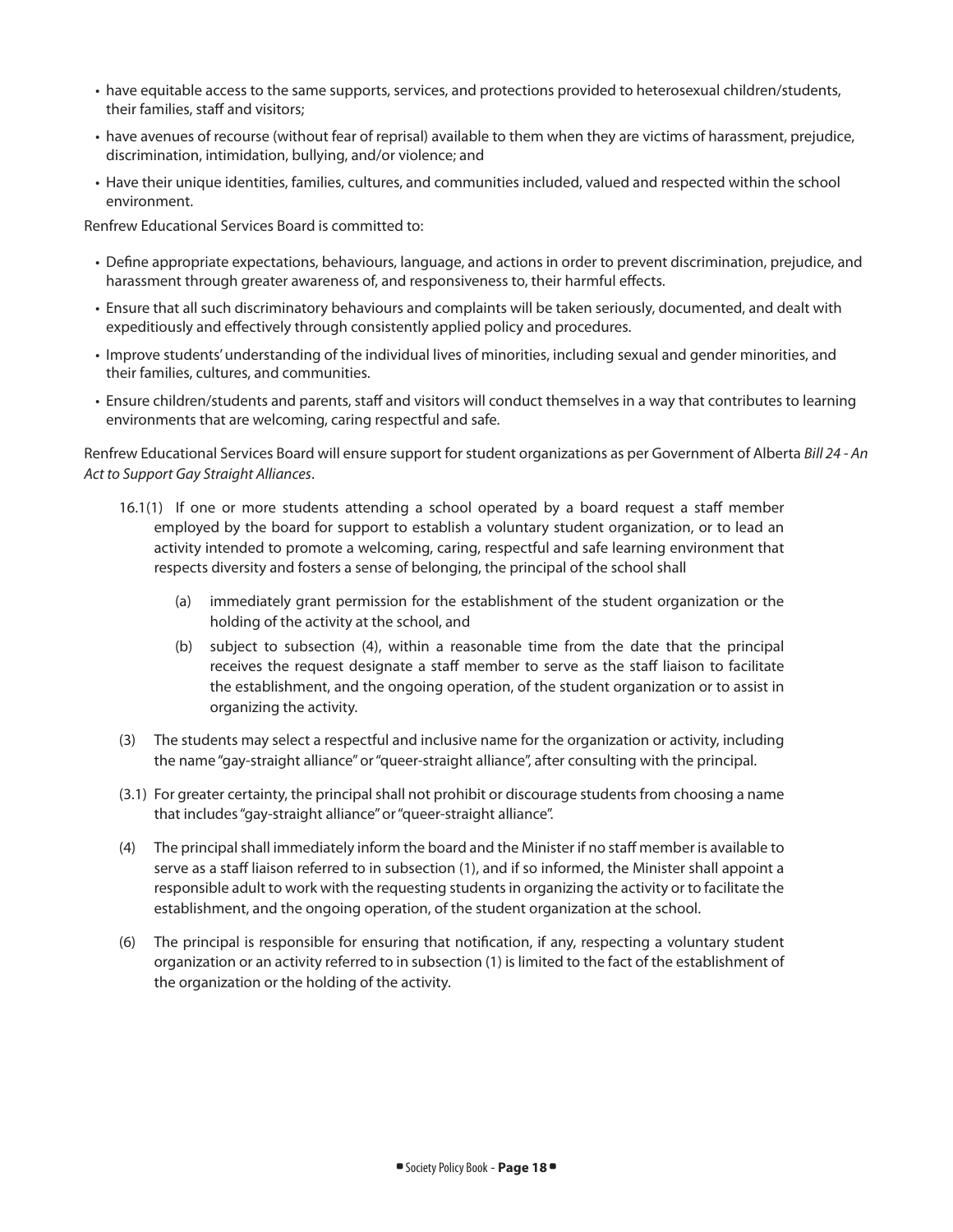- have equitable access to the same supports, services, and protections provided to heterosexual children/students, their families, staff and visitors;
- have avenues of recourse (without fear of reprisal) available to them when they are victims of harassment, prejudice, discrimination, intimidation, bullying, and/or violence; and
- Have their unique identities, families, cultures, and communities included, valued and respected within the school environment.

Renfrew Educational Services Board is committed to:

- Define appropriate expectations, behaviours, language, and actions in order to prevent discrimination, prejudice, and harassment through greater awareness of, and responsiveness to, their harmful effects.
- Ensure that all such discriminatory behaviours and complaints will be taken seriously, documented, and dealt with expeditiously and effectively through consistently applied policy and procedures.
- Improve students' understanding of the individual lives of minorities, including sexual and gender minorities, and their families, cultures, and communities.
- Ensure children/students and parents, staff and visitors will conduct themselves in a way that contributes to learning environments that are welcoming, caring respectful and safe.

Renfrew Educational Services Board will ensure support for student organizations as per Government of Alberta *Bill 24 - An Act to Support Gay Straight Alliances*.

16.1(1) If one or more students attending a school operated by a board request a staff member employed by the board for support to establish a voluntary student organization, or to lead an activity intended to promote a welcoming, caring, respectful and safe learning environment that respects diversity and fosters a sense of belonging, the principal of the school shall

(a) immediately grant permission for the establishment of the student organization or the holding of the activity at the school, and

(b) subject to subsection (4), within a reasonable time from the date that the principal receives the request designate a staff member to serve as the staff liaison to facilitate the establishment, and the ongoing operation, of the student organization or to assist in organizing the activity.

(3) The students may select a respectful and inclusive name for the organization or activity, including the name "gay-straight alliance" or "queer-straight alliance", after consulting with the principal.

(3.1) For greater certainty, the principal shall not prohibit or discourage students from choosing a name that includes "gay-straight alliance" or "queer-straight alliance".

(4) The principal shall immediately inform the board and the Minister if no staff member is available to serve as a staff liaison referred to in subsection (1), and if so informed, the Minister shall appoint a responsible adult to work with the requesting students in organizing the activity or to facilitate the establishment, and the ongoing operation, of the student organization at the school.

(6) The principal is responsible for ensuring that notification, if any, respecting a voluntary student organization or an activity referred to in subsection (1) is limited to the fact of the establishment of the organization or the holding of the activity.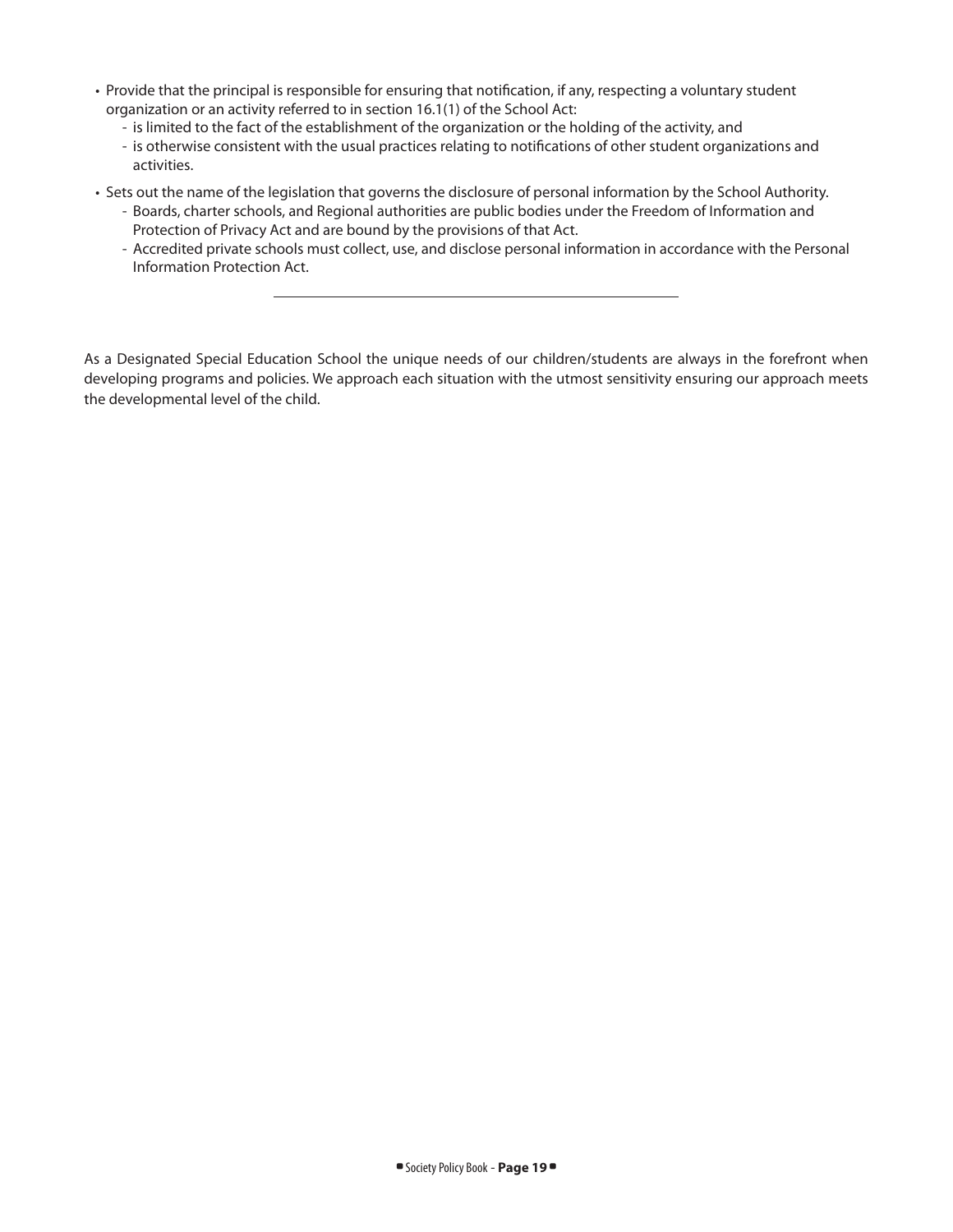- Provide that the principal is responsible for ensuring that notification, if any, respecting a voluntary student organization or an activity referred to in section 16.1(1) of the School Act:
  - is limited to the fact of the establishment of the organization or the holding of the activity, and
  - is otherwise consistent with the usual practices relating to notifications of other student organizations and activities.
- Sets out the name of the legislation that governs the disclosure of personal information by the School Authority.
  - Boards, charter schools, and Regional authorities are public bodies under the Freedom of Information and Protection of Privacy Act and are bound by the provisions of that Act.
  - Accredited private schools must collect, use, and disclose personal information in accordance with the Personal Information Protection Act.

---

As a Designated Special Education School the unique needs of our children/students are always in the forefront when developing programs and policies. We approach each situation with the utmost sensitivity ensuring our approach meets the developmental level of the child.